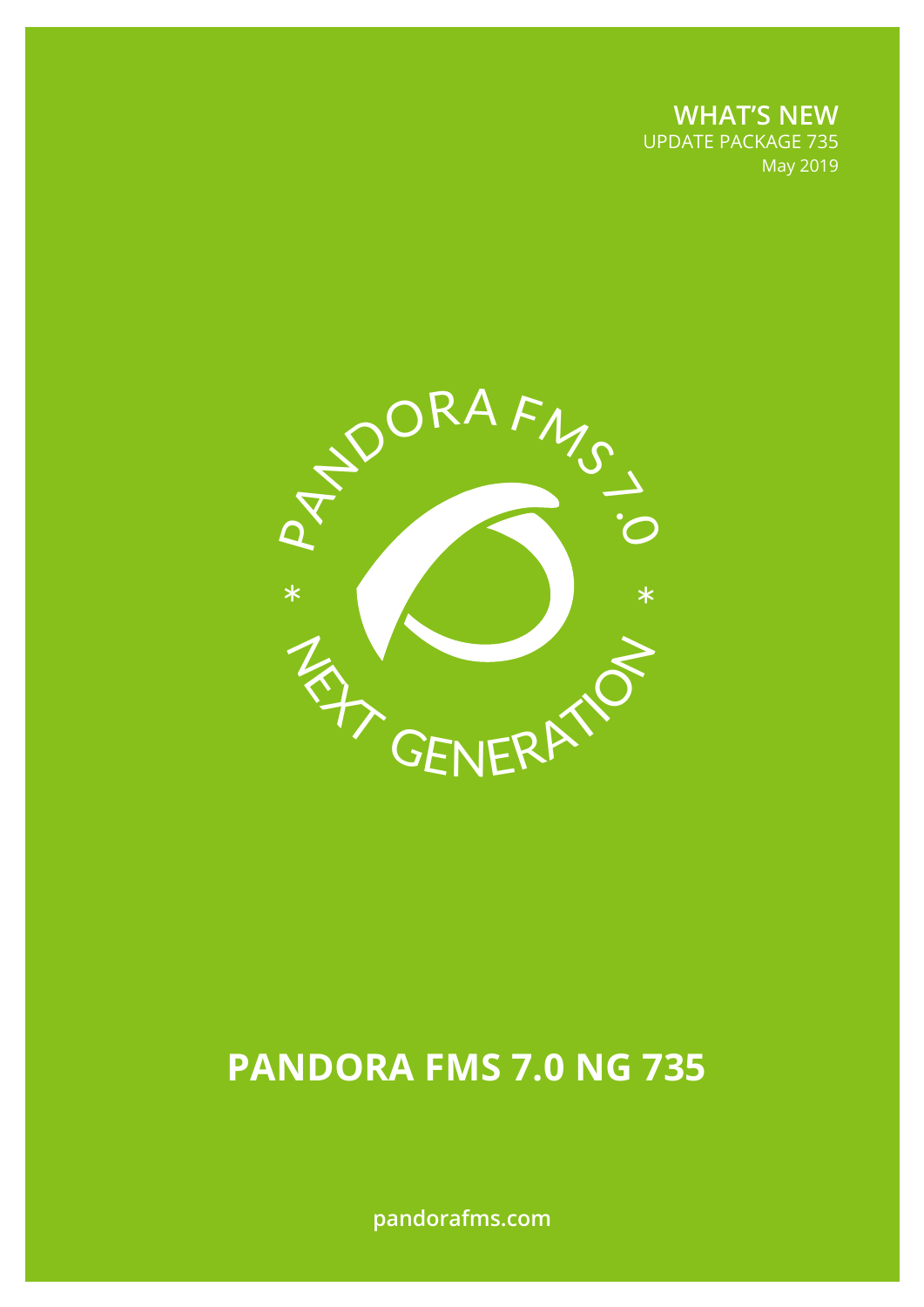**WHAT'S NEW**
UPDATE PACKAGE 735
May 2019

PANDORA FMS 7.0 * NEXT GENERATION *

# PANDORA FMS 7.0 NG 735

pandorafms.com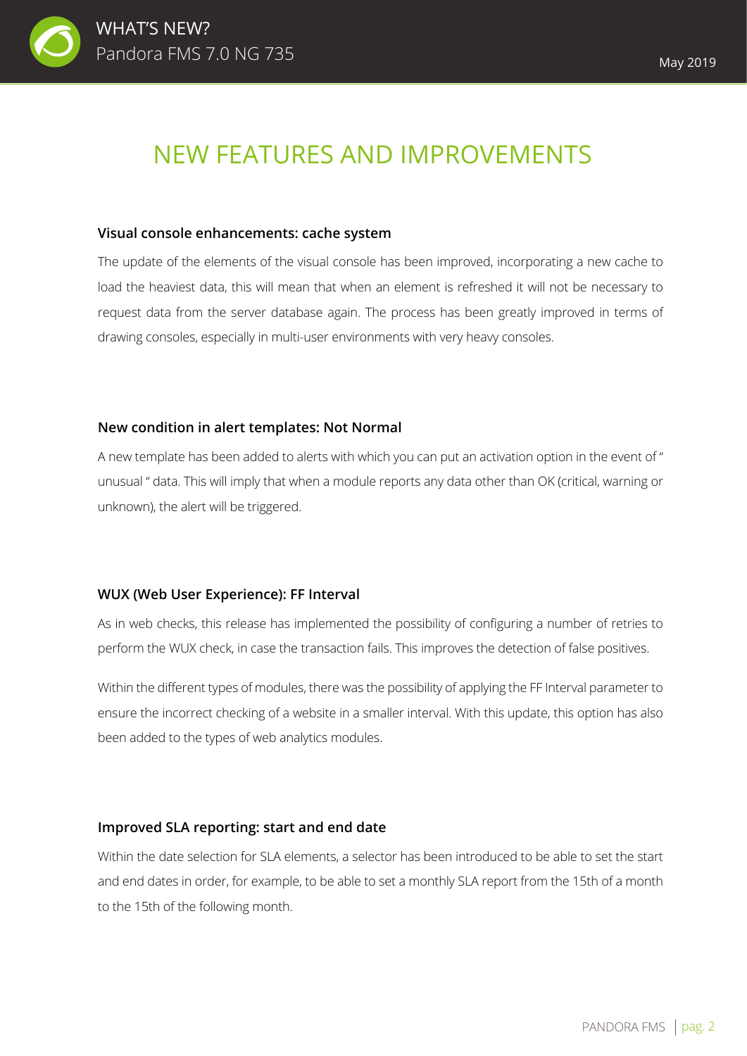# NEW FEATURES AND IMPROVEMENTS

### Visual console enhancements: cache system

The update of the elements of the visual console has been improved, incorporating a new cache to load the heaviest data, this will mean that when an element is refreshed it will not be necessary to request data from the server database again. The process has been greatly improved in terms of drawing consoles, especially in multi-user environments with very heavy consoles.

### New condition in alert templates: Not Normal

A new template has been added to alerts with which you can put an activation option in the event of " unusual " data. This will imply that when a module reports any data other than OK (critical, warning or unknown), the alert will be triggered.

### WUX (Web User Experience): FF Interval

As in web checks, this release has implemented the possibility of configuring a number of retries to perform the WUX check, in case the transaction fails. This improves the detection of false positives.

Within the different types of modules, there was the possibility of applying the FF Interval parameter to ensure the incorrect checking of a website in a smaller interval. With this update, this option has also been added to the types of web analytics modules.

### Improved SLA reporting: start and end date

Within the date selection for SLA elements, a selector has been introduced to be able to set the start and end dates in order, for example, to be able to set a monthly SLA report from the 15th of a month to the 15th of the following month.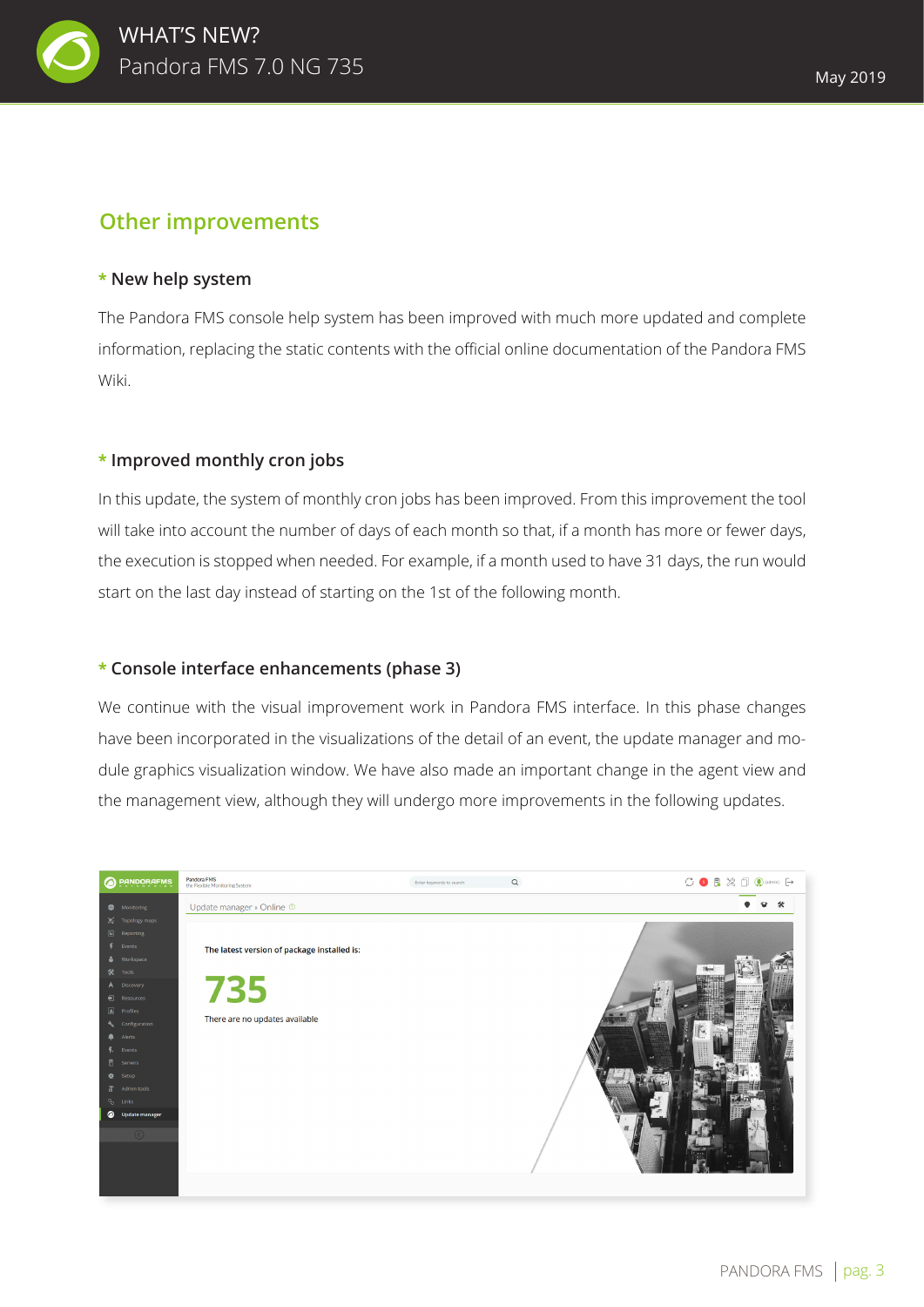## Other improvements

### * New help system

The Pandora FMS console help system has been improved with much more updated and complete information, replacing the static contents with the official online documentation of the Pandora FMS Wiki.

### * Improved monthly cron jobs

In this update, the system of monthly cron jobs has been improved. From this improvement the tool will take into account the number of days of each month so that, if a month has more or fewer days, the execution is stopped when needed. For example, if a month used to have 31 days, the run would start on the last day instead of starting on the 1st of the following month.

### * Console interface enhancements (phase 3)

We continue with the visual improvement work in Pandora FMS interface. In this phase changes have been incorporated in the visualizations of the detail of an event, the update manager and module graphics visualization window. We have also made an important change in the agent view and the management view, although they will undergo more improvements in the following updates.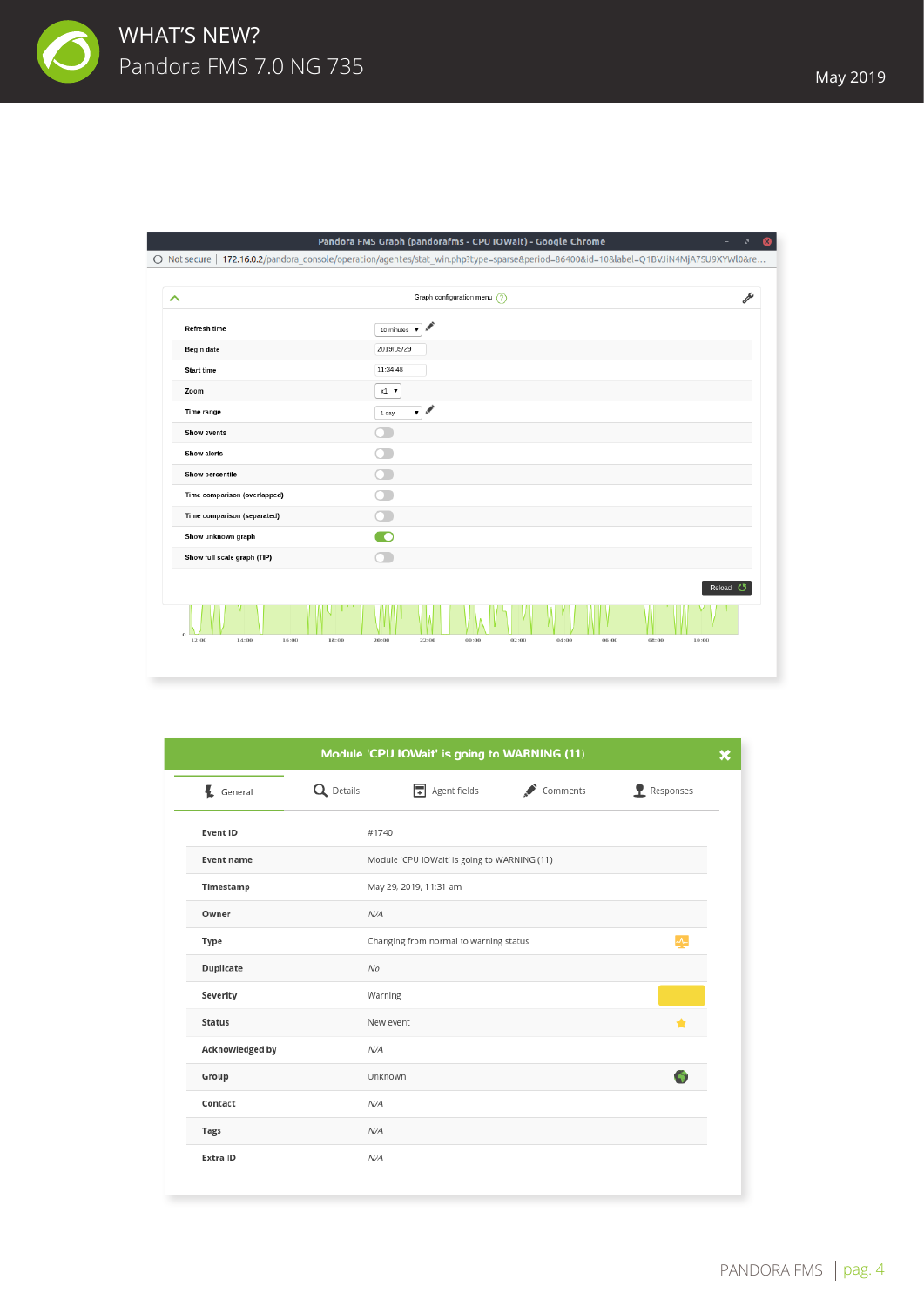Pandora FMS Graph (pandorafms - CPU IOWait) - Google Chrome

Not secure | 172.16.0.2/pandora_console/operation/agentes/stat_win.php?type=sparse&period=86400&id=10&label=Q1BVJlN4MjA7SU9XYWl0&re...

Graph configuration menu

| | |
|---|---|
| Refresh time | 10 minutes |
| Begin date | 2019/05/29 |
| Start time | 11:34:48 |
| Zoom | x1 |
| Time range | 1 day |
| Show events | |
| Show alerts | |
| Show percentile | |
| Time comparison (overlapped) | |
| Time comparison (separated) | |
| Show unknown graph | |
| Show full scale graph (TIP) | |

Reload

## Module 'CPU IOWait' is going to WARNING (11)

General | Details | Agent fields | Comments | Responses

| | |
|---|---|
| Event ID | #1740 |
| Event name | Module 'CPU IOWait' is going to WARNING (11) |
| Timestamp | May 29, 2019, 11:31 am |
| Owner | N/A |
| Type | Changing from normal to warning status |
| Duplicate | No |
| Severity | Warning |
| Status | New event |
| Acknowledged by | N/A |
| Group | Unknown |
| Contact | N/A |
| Tags | N/A |
| Extra ID | N/A |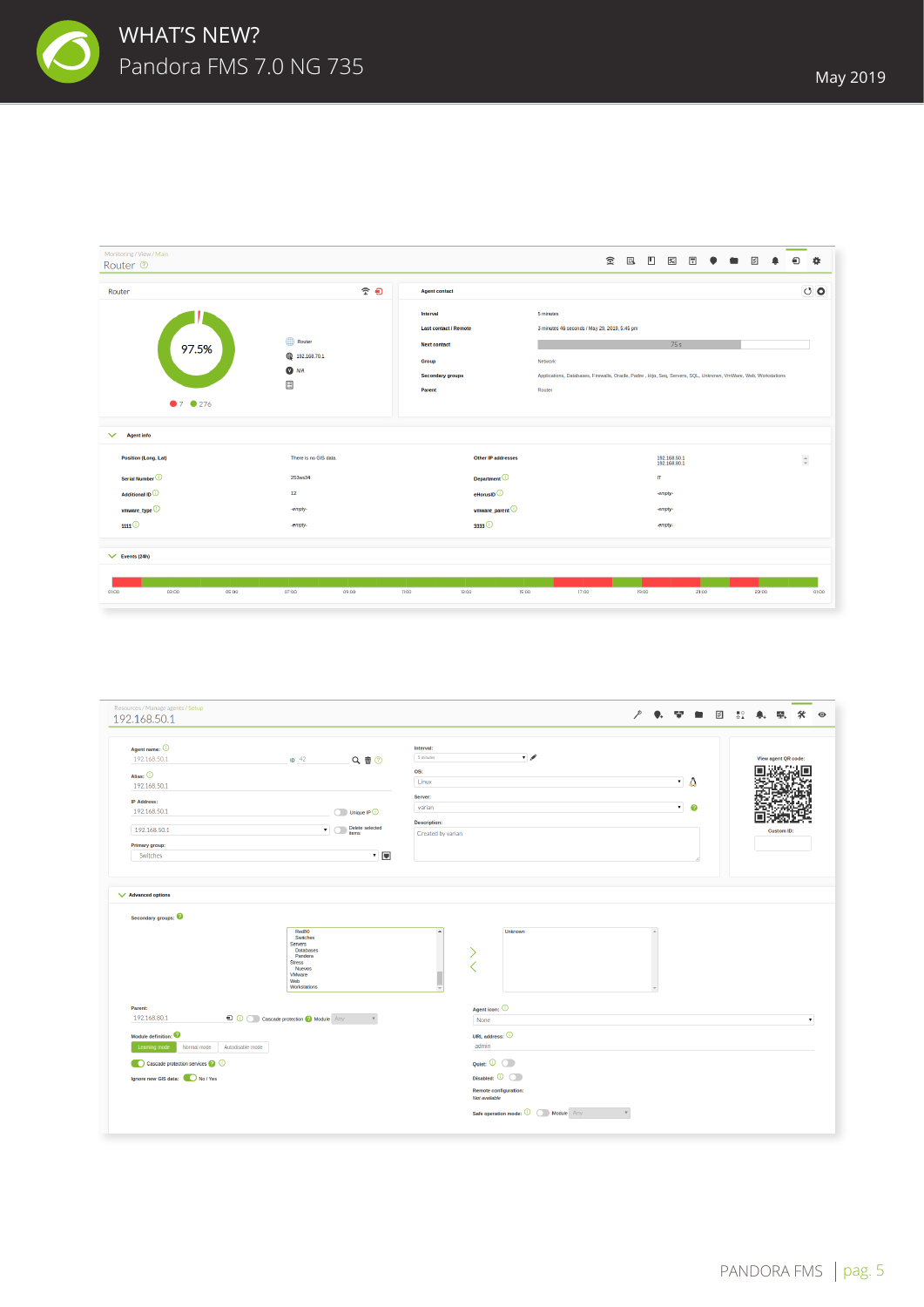Monitoring / View / Main

Router

Router

97.5%

Router

192.168.70.1

N/A

7 276

Agent contact

| | |
|---|---|
| Interval | 5 minutes |
| Last contact / Remote | 3 minutes 46 seconds / May 29, 2019, 5:45 pm |
| Next contact | 75 s |
| Group | Network |
| Secondary groups | Applications, Databases, Firewalls, Oracle, Padre, Hijo, Seq, Servers, SQL, Unknown, VmWare, Web, Workstations |
| Parent | Router |

Agent info

| | | | |
|---|---|---|---|
| Position (Long, Lat) | There is no GIS data. | Other IP addresses | 192.168.50.1 192.168.80.1 |
| Serial Number | 253ws34 | Department | IT |
| Additional ID | 12 | eHorusID | -empty- |
| vmware_type | -empty- | vmware_parent | -empty- |
| 1111 | -empty- | 3333 | -empty- |

Events (24h)

01:00 03:00 05:00 07:00 09:00 11:00 13:00 15:00 17:00 19:00 21:00 23:00 01:00

Resources / Manage agents / Setup

192.168.50.1

Agent name: 192.168.50.1 ID 42

Alias: 192.168.50.1

IP Address: 192.168.50.1 Unique IP

192.168.50.1 Delete selected items

Primary group: Switches

Interval: 5 minutes

OS: Linux

Server: varian

Description: Created by varian

View agent QR code:

Custom ID:

Advanced options

Secondary groups:

RedBO, Switches, Servers, Databases, Pandora, Stress, Nuevos, VMware, Web, Workstations

Unknown

Parent: 192.168.80.1 Cascade protection Module Any

Module definition: Learning mode Normal mode Autodisable mode

Cascade protection services

Ignore new GIS data: No / Yes

Agent icon: None

URL address: admin

Quiet:

Disabled:

Remote configuration: Not available

Safe operation mode: Module Any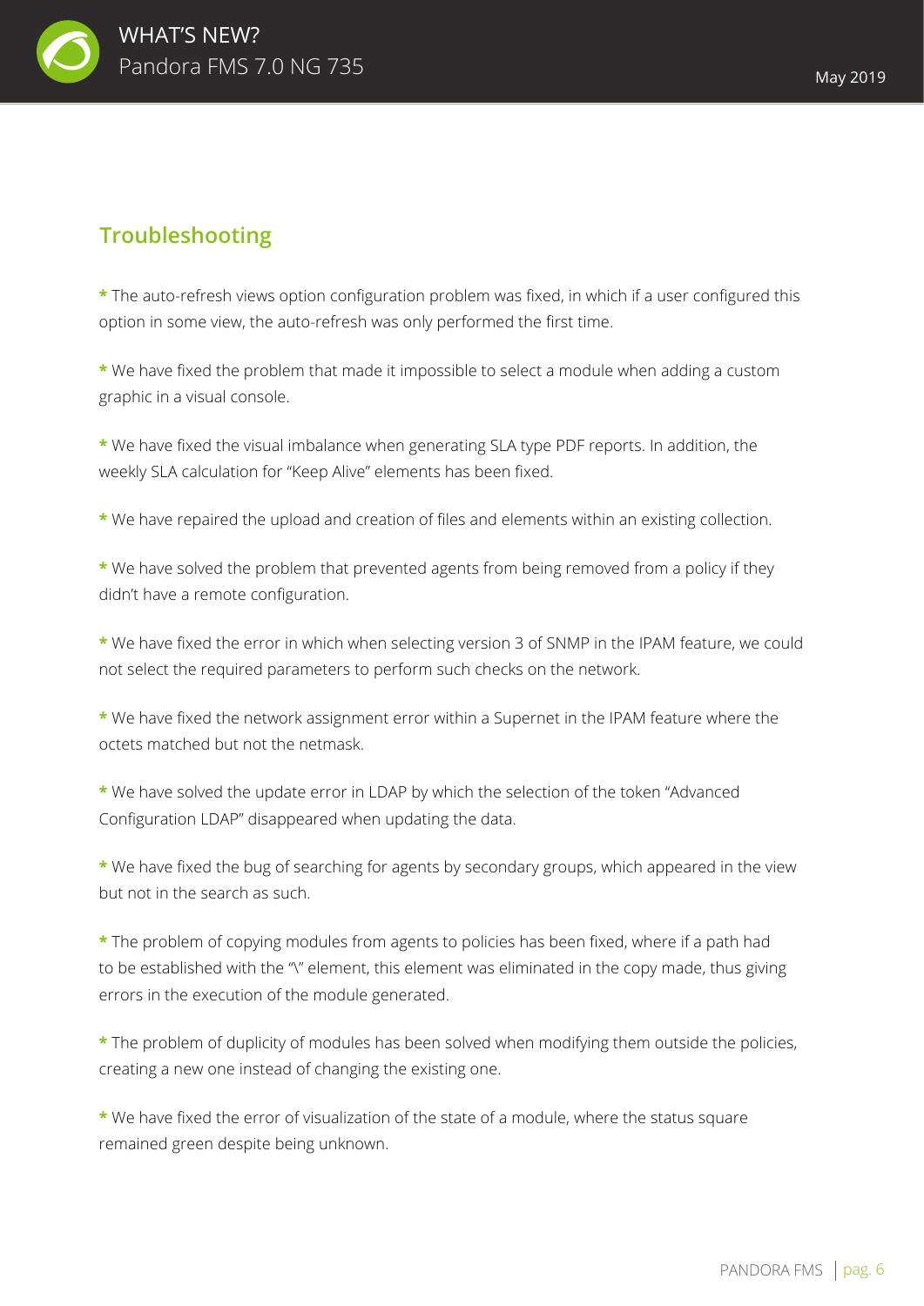## Troubleshooting

* The auto-refresh views option configuration problem was fixed, in which if a user configured this option in some view, the auto-refresh was only performed the first time.

* We have fixed the problem that made it impossible to select a module when adding a custom graphic in a visual console.

* We have fixed the visual imbalance when generating SLA type PDF reports. In addition, the weekly SLA calculation for "Keep Alive" elements has been fixed.

* We have repaired the upload and creation of files and elements within an existing collection.

* We have solved the problem that prevented agents from being removed from a policy if they didn't have a remote configuration.

* We have fixed the error in which when selecting version 3 of SNMP in the IPAM feature, we could not select the required parameters to perform such checks on the network.

* We have fixed the network assignment error within a Supernet in the IPAM feature where the octets matched but not the netmask.

* We have solved the update error in LDAP by which the selection of the token "Advanced Configuration LDAP" disappeared when updating the data.

* We have fixed the bug of searching for agents by secondary groups, which appeared in the view but not in the search as such.

* The problem of copying modules from agents to policies has been fixed, where if a path had to be established with the "\" element, this element was eliminated in the copy made, thus giving errors in the execution of the module generated.

* The problem of duplicity of modules has been solved when modifying them outside the policies, creating a new one instead of changing the existing one.

* We have fixed the error of visualization of the state of a module, where the status square remained green despite being unknown.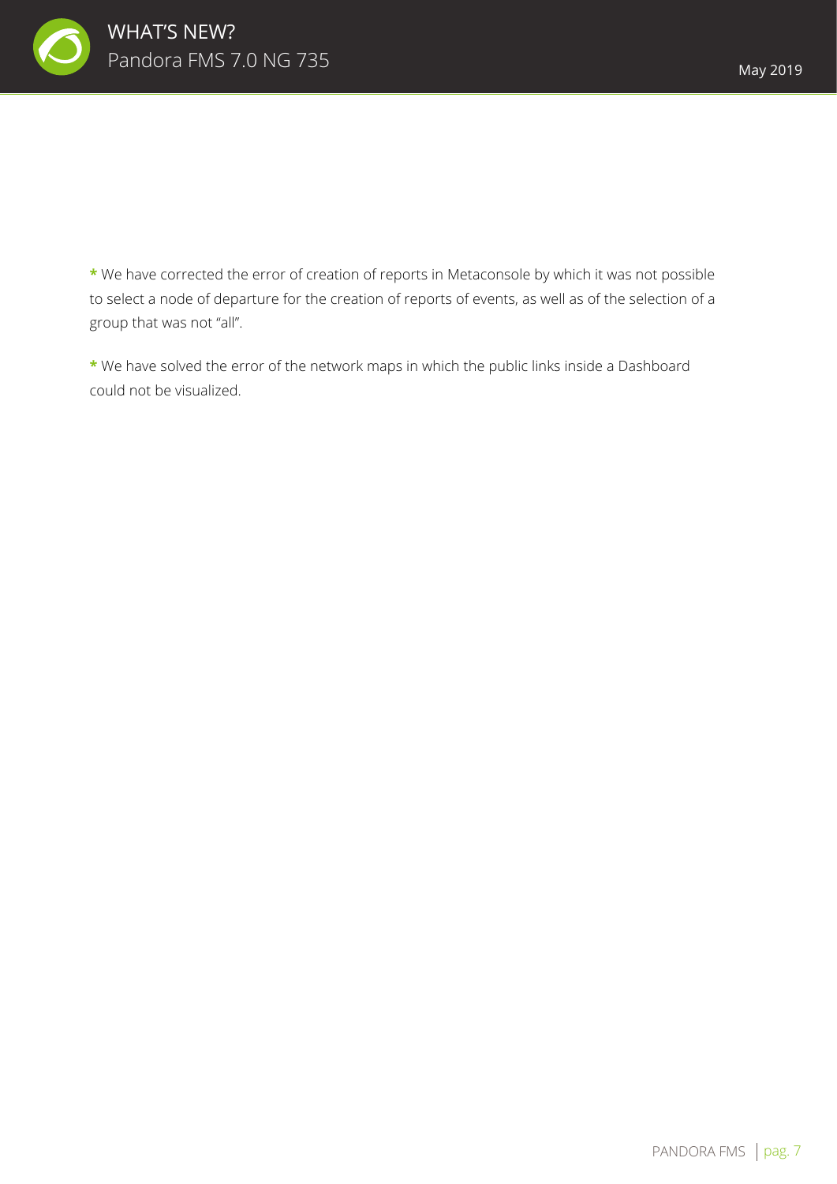* We have corrected the error of creation of reports in Metaconsole by which it was not possible to select a node of departure for the creation of reports of events, as well as of the selection of a group that was not "all".

* We have solved the error of the network maps in which the public links inside a Dashboard could not be visualized.